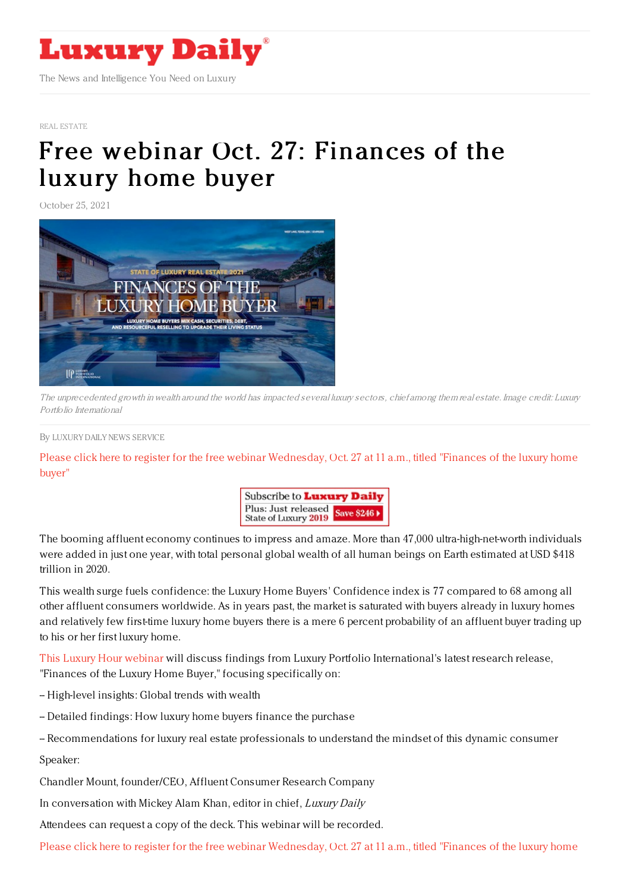# Luxury Daily

The News and Intelligence You Need on Luxury

REAL ESTATE

# Free webinar Oct. 27: Finances of the luxury home buyer

October 25, 2021

*The unprecedented growth in wealth around the world has impacted several luxury sectors, chief among them real estate. Image credit: Luxury Portfolio International*

By LUXURY DAILY NEWS SERVICE

Please click here to register for the free webinar Wednesday, Oct. 27 at 11 a.m., titled "Finances of the luxury home buyer"

The booming affluent economy continues to impress and amaze. More than 47,000 ultra-high-net-worth individuals were added in just one year, with total personal global wealth of all human beings on Earth estimated at USD $418 trillion in 2020.

This wealth surge fuels confidence: the Luxury Home Buyers' Confidence index is 77 compared to 68 among all other affluent consumers worldwide. As in years past, the market is saturated with buyers already in luxury homes and relatively few first-time luxury home buyers there is a mere 6 percent probability of an affluent buyer trading up to his or her first luxury home.

This Luxury Hour webinar will discuss findings from Luxury Portfolio International's latest research release, "Finances of the Luxury Home Buyer," focusing specifically on:

– High-level insights: Global trends with wealth

– Detailed findings: How luxury home buyers finance the purchase

– Recommendations for luxury real estate professionals to understand the mindset of this dynamic consumer

Speaker:

Chandler Mount, founder/CEO, Affluent Consumer Research Company

In conversation with Mickey Alam Khan, editor in chief, *Luxury Daily*

Attendees can request a copy of the deck. This webinar will be recorded.

Please click here to register for the free webinar Wednesday, Oct. 27 at 11 a.m., titled "Finances of the luxury home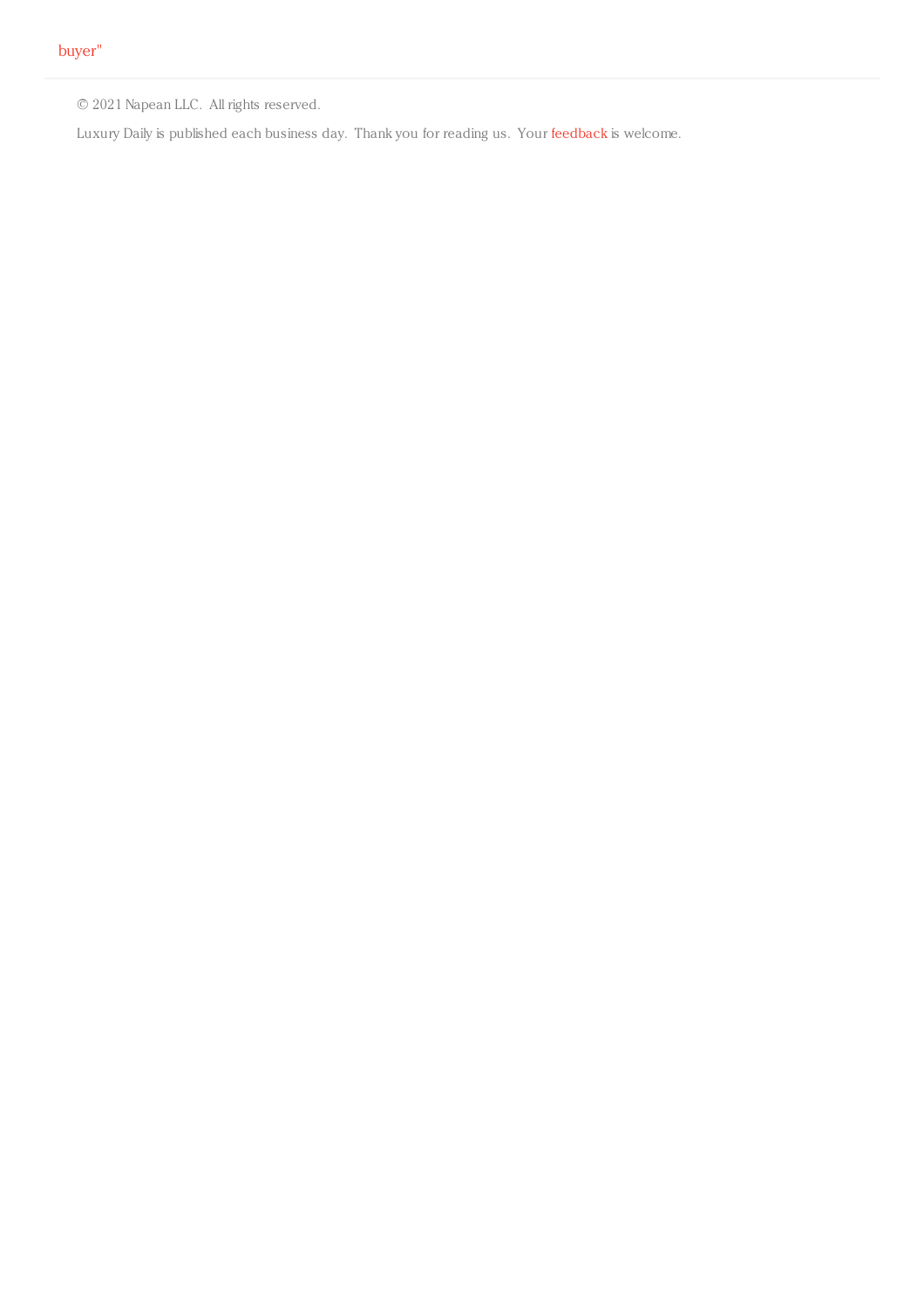buyer"

© 2021 Napean LLC. All rights reserved.

Luxury Daily is published each business day. Thank you for reading us. Your feedback is welcome.